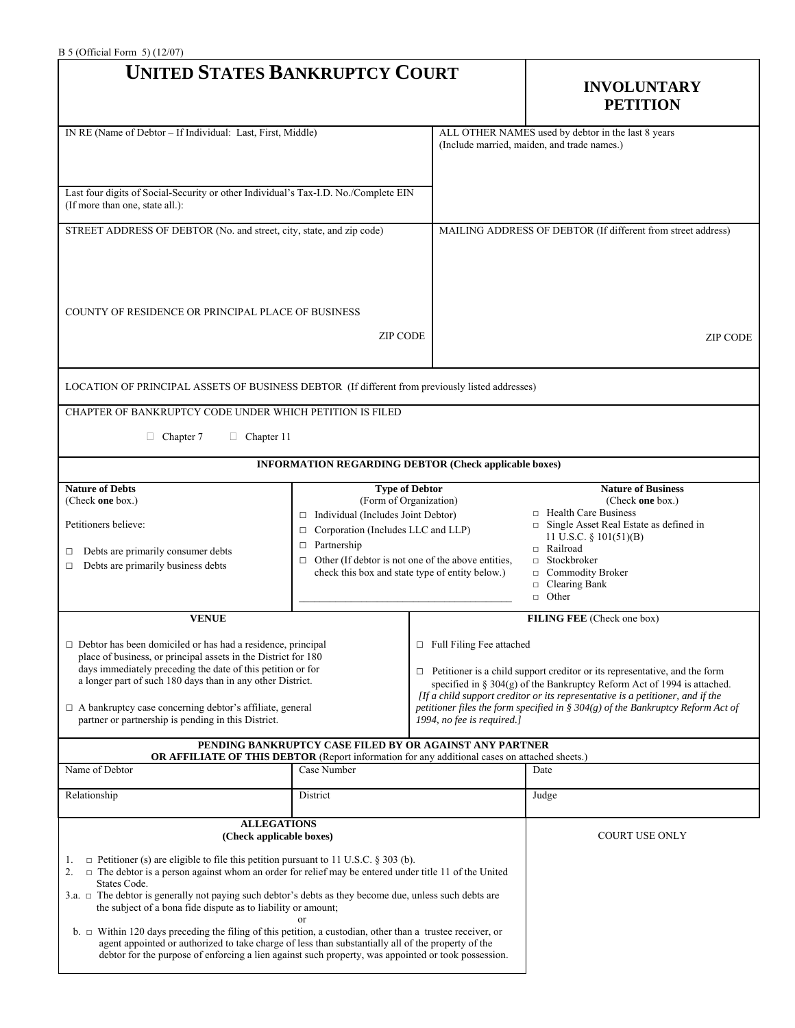B 5 (Official Form 5) (12/07)

# UNITED STATES BANKRUPTCY COURT

## INVOLUNTARY PETITION

| IN RE (Name of Debtor – If Individual: Last, First, Middle) | ALL OTHER NAMES used by debtor in the last 8 years (Include married, maiden, and trade names.) |
|---|---|
| Last four digits of Social-Security or other Individual's Tax-I.D. No./Complete EIN (If more than one, state all.): | |
| STREET ADDRESS OF DEBTOR (No. and street, city, state, and zip code)<br><br>COUNTY OF RESIDENCE OR PRINCIPAL PLACE OF BUSINESS<br><br>ZIP CODE | MAILING ADDRESS OF DEBTOR (If different from street address)<br><br>ZIP CODE |

LOCATION OF PRINCIPAL ASSETS OF BUSINESS DEBTOR (If different from previously listed addresses)

CHAPTER OF BANKRUPTCY CODE UNDER WHICH PETITION IS FILED

☐ Chapter 7 ☐ Chapter 11

### INFORMATION REGARDING DEBTOR (Check applicable boxes)

| **Nature of Debts** (Check **one** box.) | **Type of Debtor** (Form of Organization) | **Nature of Business** (Check **one** box.) |
|---|---|---|
| Petitioners believe:<br>☐ Debts are primarily consumer debts<br>☐ Debts are primarily business debts | ☐ Individual (Includes Joint Debtor)<br>☐ Corporation (Includes LLC and LLP)<br>☐ Partnership<br>☐ Other (If debtor is not one of the above entities, check this box and state type of entity below.)<br>\_\_\_\_\_\_\_\_\_\_\_\_\_\_\_\_\_\_\_\_\_\_\_\_\_\_\_\_\_\_\_\_\_\_\_\_\_\_ | ☐ Health Care Business<br>☐ Single Asset Real Estate as defined in 11 U.S.C. § 101(51)(B)<br>☐ Railroad<br>☐ Stockbroker<br>☐ Commodity Broker<br>☐ Clearing Bank<br>☐ Other |

| **VENUE** | **FILING FEE** (Check one box) |
|---|---|
| ☐ Debtor has been domiciled or has had a residence, principal place of business, or principal assets in the District for 180 days immediately preceding the date of this petition or for a longer part of such 180 days than in any other District.<br><br>☐ A bankruptcy case concerning debtor's affiliate, general partner or partnership is pending in this District. | ☐ Full Filing Fee attached<br><br>☐ Petitioner is a child support creditor or its representative, and the form specified in § 304(g) of the Bankruptcy Reform Act of 1994 is attached.<br>*[If a child support creditor or its representative is a petitioner, and if the petitioner files the form specified in § 304(g) of the Bankruptcy Reform Act of 1994, no fee is required.]* |

**PENDING BANKRUPTCY CASE FILED BY OR AGAINST ANY PARTNER OR AFFILIATE OF THIS DEBTOR** (Report information for any additional cases on attached sheets.)

| Name of Debtor | Case Number | Date |
|---|---|---|
| Relationship | District | Judge |

| **ALLEGATIONS** (Check applicable boxes) | COURT USE ONLY |
|---|---|
| 1. ☐ Petitioner (s) are eligible to file this petition pursuant to 11 U.S.C. § 303 (b).<br>2. ☐ The debtor is a person against whom an order for relief may be entered under title 11 of the United States Code.<br>3.a. ☐ The debtor is generally not paying such debtor's debts as they become due, unless such debts are the subject of a bona fide dispute as to liability or amount;<br>or<br>b. ☐ Within 120 days preceding the filing of this petition, a custodian, other than a trustee receiver, or agent appointed or authorized to take charge of less than substantially all of the property of the debtor for the purpose of enforcing a lien against such property, was appointed or took possession. | |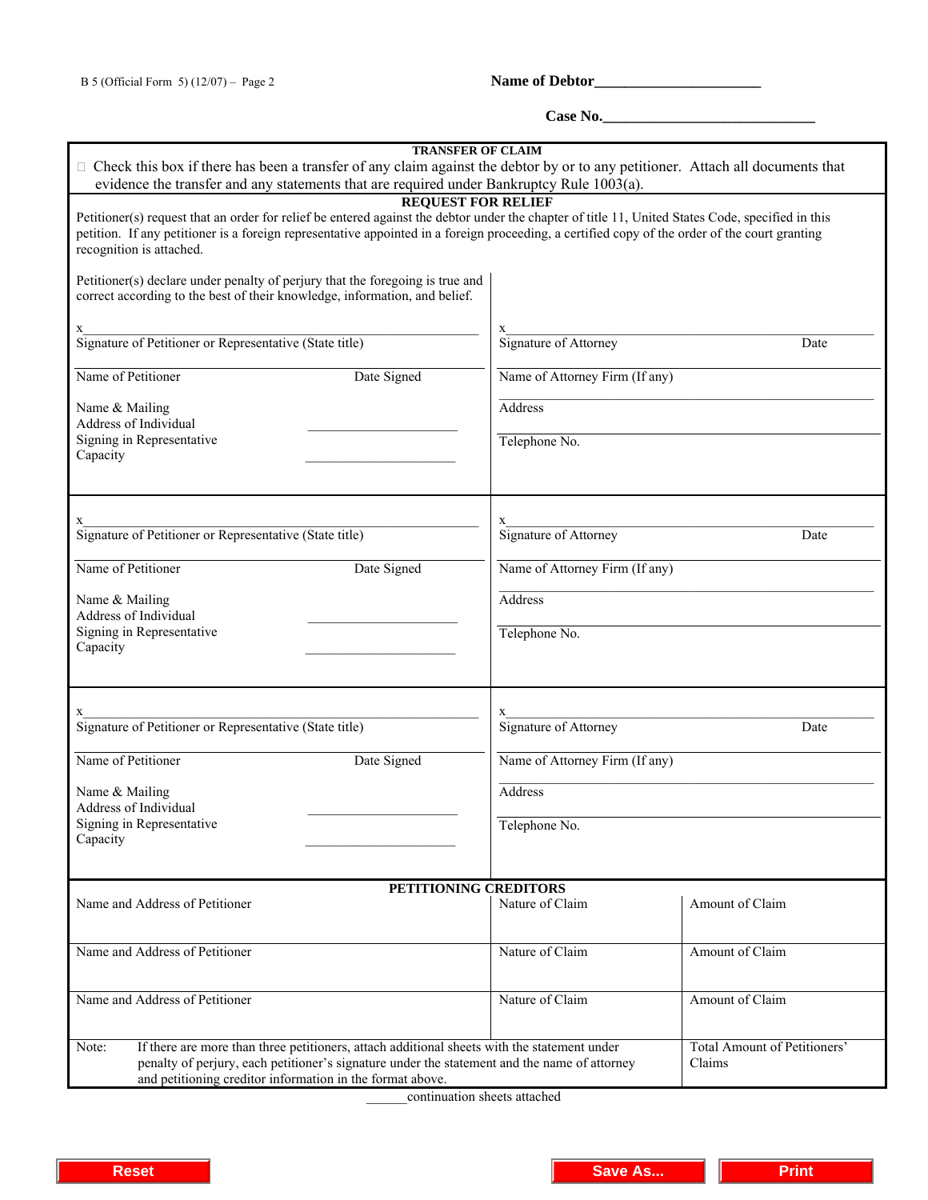B 5 (Official Form 5) (12/07) – Page 2

**Name of Debtor**______________________

**Case No.**____________________________

**TRANSFER OF CLAIM**

☐ Check this box if there has been a transfer of any claim against the debtor by or to any petitioner. Attach all documents that evidence the transfer and any statements that are required under Bankruptcy Rule 1003(a).

**REQUEST FOR RELIEF**

Petitioner(s) request that an order for relief be entered against the debtor under the chapter of title 11, United States Code, specified in this petition. If any petitioner is a foreign representative appointed in a foreign proceeding, a certified copy of the order of the court granting recognition is attached.

Petitioner(s) declare under penalty of perjury that the foregoing is true and correct according to the best of their knowledge, information, and belief.

| | |
|---|---|
| x______________________________<br>Signature of Petitioner or Representative (State title)<br><br>Name of Petitioner &nbsp;&nbsp;&nbsp;&nbsp; Date Signed<br><br>Name & Mailing Address of Individual Signing in Representative Capacity ______________________ ______________________ | x______________________________<br>Signature of Attorney &nbsp;&nbsp;&nbsp;&nbsp; Date<br><br>Name of Attorney Firm (If any)<br><br>Address<br><br>Telephone No. |
| x______________________________<br>Signature of Petitioner or Representative (State title)<br><br>Name of Petitioner &nbsp;&nbsp;&nbsp;&nbsp; Date Signed<br><br>Name & Mailing Address of Individual Signing in Representative Capacity ______________________ ______________________ | x______________________________<br>Signature of Attorney &nbsp;&nbsp;&nbsp;&nbsp; Date<br><br>Name of Attorney Firm (If any)<br><br>Address<br><br>Telephone No. |
| x______________________________<br>Signature of Petitioner or Representative (State title)<br><br>Name of Petitioner &nbsp;&nbsp;&nbsp;&nbsp; Date Signed<br><br>Name & Mailing Address of Individual Signing in Representative Capacity ______________________ ______________________ | x______________________________<br>Signature of Attorney &nbsp;&nbsp;&nbsp;&nbsp; Date<br><br>Name of Attorney Firm (If any)<br><br>Address<br><br>Telephone No. |

**PETITIONING CREDITORS**

| | | |
|---|---|---|
| Name and Address of Petitioner | Nature of Claim | Amount of Claim |
| Name and Address of Petitioner | Nature of Claim | Amount of Claim |
| Name and Address of Petitioner | Nature of Claim | Amount of Claim |
| Note: If there are more than three petitioners, attach additional sheets with the statement under penalty of perjury, each petitioner's signature under the statement and the name of attorney and petitioning creditor information in the format above. | | Total Amount of Petitioners' Claims |

______continuation sheets attached

Reset &nbsp;&nbsp; Save As... &nbsp;&nbsp; Print